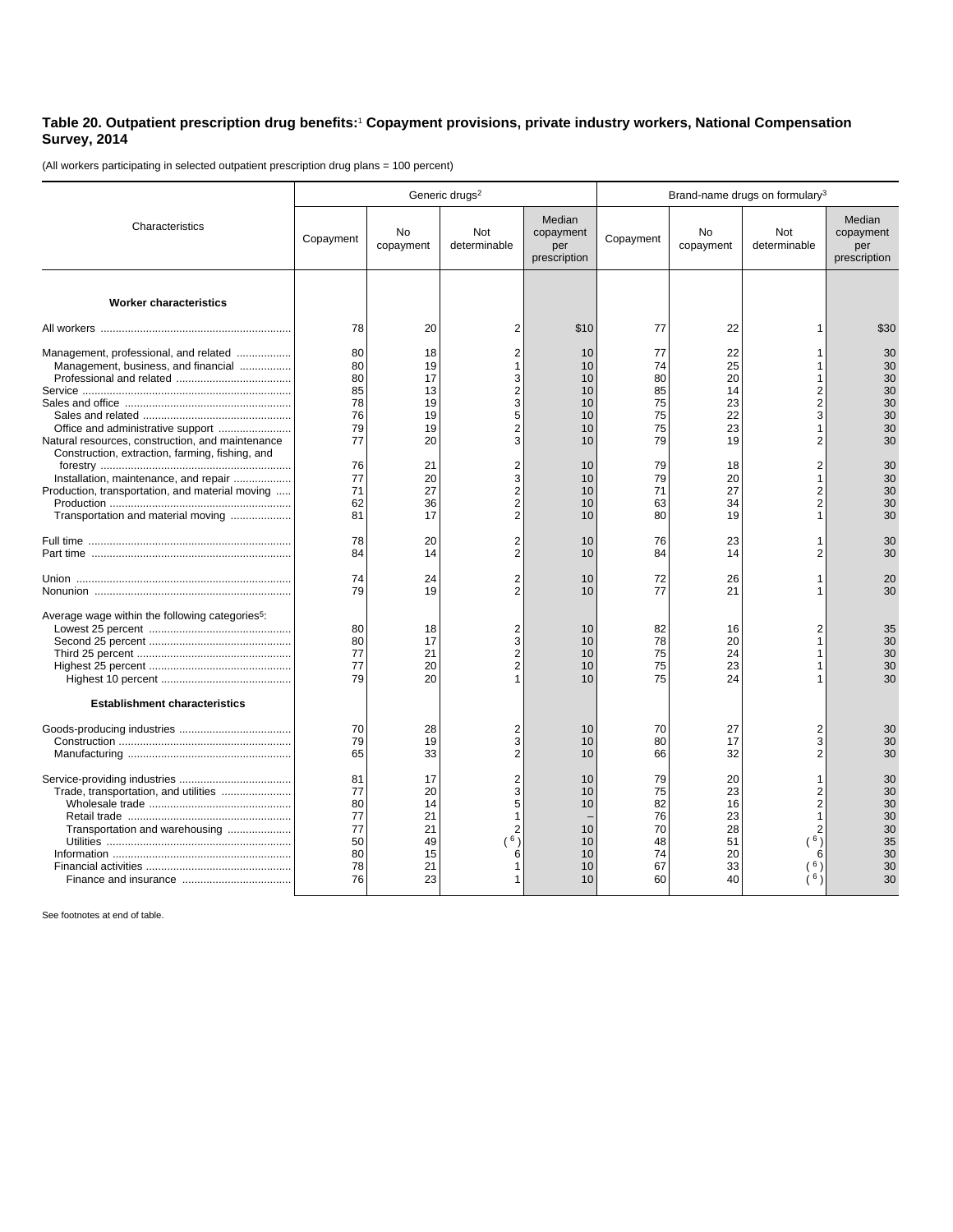**Table 20. Outpatient prescription drug benefits:[1] Copayment provisions, private industry workers, National Compensation Survey, 2014**

(All workers participating in selected outpatient prescription drug plans = 100 percent)

| Characteristics | Generic drugs[2] | | | | Brand-name drugs on formulary[3] | | | |
|---|---|---|---|---|---|---|---|---|
| | Copayment | No copayment | Not determinable | Median copayment per prescription | Copayment | No copayment | Not determinable | Median copayment per prescription |
| **Worker characteristics** | | | | | | | | |
| All workers | 78 | 20 | 2 | $10 | 77 | 22 | 1 | $30 |
| Management, professional, and related | 80 | 18 | 2 | 10 | 77 | 22 | 1 | 30 |
| Management, business, and financial | 80 | 19 | 1 | 10 | 74 | 25 | 1 | 30 |
| Professional and related | 80 | 17 | 3 | 10 | 80 | 20 | 1 | 30 |
| Service | 85 | 13 | 2 | 10 | 85 | 14 | 2 | 30 |
| Sales and office | 78 | 19 | 3 | 10 | 75 | 23 | 2 | 30 |
| Sales and related | 76 | 19 | 5 | 10 | 75 | 22 | 3 | 30 |
| Office and administrative support | 79 | 19 | 2 | 10 | 75 | 23 | 1 | 30 |
| Natural resources, construction, and maintenance | 77 | 20 | 3 | 10 | 79 | 19 | 2 | 30 |
| Construction, extraction, farming, fishing, and forestry | 76 | 21 | 2 | 10 | 79 | 18 | 2 | 30 |
| Installation, maintenance, and repair | 77 | 20 | 3 | 10 | 79 | 20 | 1 | 30 |
| Production, transportation, and material moving | 71 | 27 | 2 | 10 | 71 | 27 | 2 | 30 |
| Production | 62 | 36 | 2 | 10 | 63 | 34 | 2 | 30 |
| Transportation and material moving | 81 | 17 | 2 | 10 | 80 | 19 | 1 | 30 |
| Full time | 78 | 20 | 2 | 10 | 76 | 23 | 1 | 30 |
| Part time | 84 | 14 | 2 | 10 | 84 | 14 | 2 | 30 |
| Union | 74 | 24 | 2 | 10 | 72 | 26 | 1 | 20 |
| Nonunion | 79 | 19 | 2 | 10 | 77 | 21 | 1 | 30 |
| Average wage within the following categories[5]: | | | | | | | | |
| Lowest 25 percent | 80 | 18 | 2 | 10 | 82 | 16 | 2 | 35 |
| Second 25 percent | 80 | 17 | 3 | 10 | 78 | 20 | 1 | 30 |
| Third 25 percent | 77 | 21 | 2 | 10 | 75 | 24 | 1 | 30 |
| Highest 25 percent | 77 | 20 | 2 | 10 | 75 | 23 | 1 | 30 |
| Highest 10 percent | 79 | 20 | 1 | 10 | 75 | 24 | 1 | 30 |
| **Establishment characteristics** | | | | | | | | |
| Goods-producing industries | 70 | 28 | 2 | 10 | 70 | 27 | 2 | 30 |
| Construction | 79 | 19 | 3 | 10 | 80 | 17 | 3 | 30 |
| Manufacturing | 65 | 33 | 2 | 10 | 66 | 32 | 2 | 30 |
| Service-providing industries | 81 | 17 | 2 | 10 | 79 | 20 | 1 | 30 |
| Trade, transportation, and utilities | 77 | 20 | 3 | 10 | 75 | 23 | 2 | 30 |
| Wholesale trade | 80 | 14 | 5 | 10 | 82 | 16 | 2 | 30 |
| Retail trade | 77 | 21 | 1 | – | 76 | 23 | 1 | 30 |
| Transportation and warehousing | 77 | 21 | 2 | 10 | 70 | 28 | 2 | 30 |
| Utilities | 50 | 49 | (6) | 10 | 48 | 51 | (6) | 35 |
| Information | 80 | 15 | 6 | 10 | 74 | 20 | 6 | 30 |
| Financial activities | 78 | 21 | 1 | 10 | 67 | 33 | (6) | 30 |
| Finance and insurance | 76 | 23 | 1 | 10 | 60 | 40 | (6) | 30 |

See footnotes at end of table.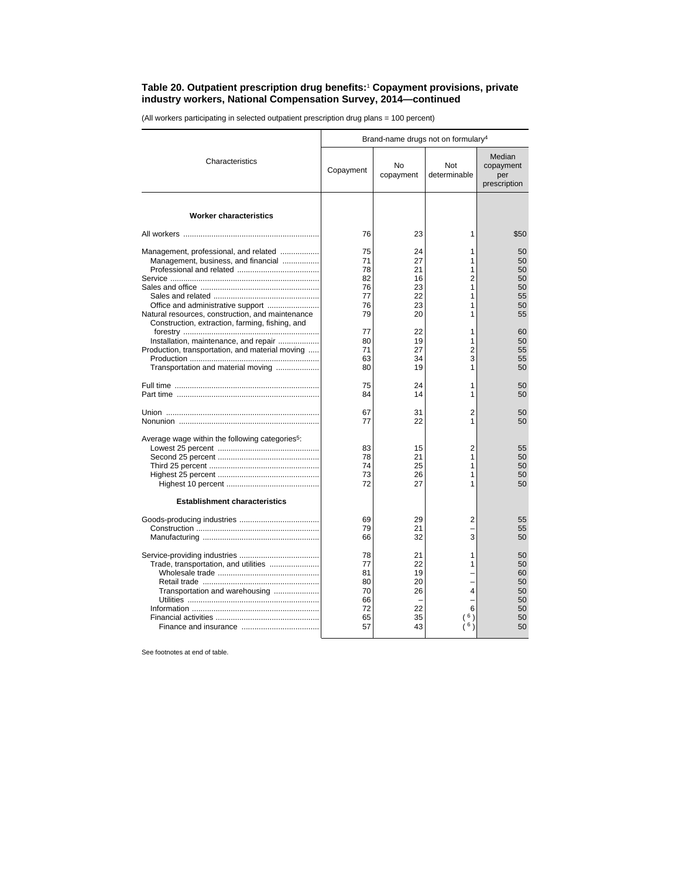## Table 20. Outpatient prescription drug benefits:[1] Copayment provisions, private industry workers, National Compensation Survey, 2014—continued

(All workers participating in selected outpatient prescription drug plans = 100 percent)

| Characteristics | Brand-name drugs not on formulary[4] | | | |
|---|---|---|---|---|
| | Copayment | No copayment | Not determinable | Median copayment per prescription |
| **Worker characteristics** | | | | |
| All workers | 76 | 23 | 1 | $50 |
| Management, professional, and related | 75 | 24 | 1 | 50 |
| Management, business, and financial | 71 | 27 | 1 | 50 |
| Professional and related | 78 | 21 | 1 | 50 |
| Service | 82 | 16 | 2 | 50 |
| Sales and office | 76 | 23 | 1 | 50 |
| Sales and related | 77 | 22 | 1 | 55 |
| Office and administrative support | 76 | 23 | 1 | 50 |
| Natural resources, construction, and maintenance | 79 | 20 | 1 | 55 |
| Construction, extraction, farming, fishing, and forestry | 77 | 22 | 1 | 60 |
| Installation, maintenance, and repair | 80 | 19 | 1 | 50 |
| Production, transportation, and material moving | 71 | 27 | 2 | 55 |
| Production | 63 | 34 | 3 | 55 |
| Transportation and material moving | 80 | 19 | 1 | 50 |
| Full time | 75 | 24 | 1 | 50 |
| Part time | 84 | 14 | 1 | 50 |
| Union | 67 | 31 | 2 | 50 |
| Nonunion | 77 | 22 | 1 | 50 |
| Average wage within the following categories[5]: | | | | |
| Lowest 25 percent | 83 | 15 | 2 | 55 |
| Second 25 percent | 78 | 21 | 1 | 50 |
| Third 25 percent | 74 | 25 | 1 | 50 |
| Highest 25 percent | 73 | 26 | 1 | 50 |
| Highest 10 percent | 72 | 27 | 1 | 50 |
| **Establishment characteristics** | | | | |
| Goods-producing industries | 69 | 29 | 2 | 55 |
| Construction | 79 | 21 | – | 55 |
| Manufacturing | 66 | 32 | 3 | 50 |
| Service-providing industries | 78 | 21 | 1 | 50 |
| Trade, transportation, and utilities | 77 | 22 | 1 | 50 |
| Wholesale trade | 81 | 19 | – | 60 |
| Retail trade | 80 | 20 | – | 50 |
| Transportation and warehousing | 70 | 26 | 4 | 50 |
| Utilities | 66 | – | – | 50 |
| Information | 72 | 22 | 6 | 50 |
| Financial activities | 65 | 35 | ([6]) | 50 |
| Finance and insurance | 57 | 43 | ([6]) | 50 |

See footnotes at end of table.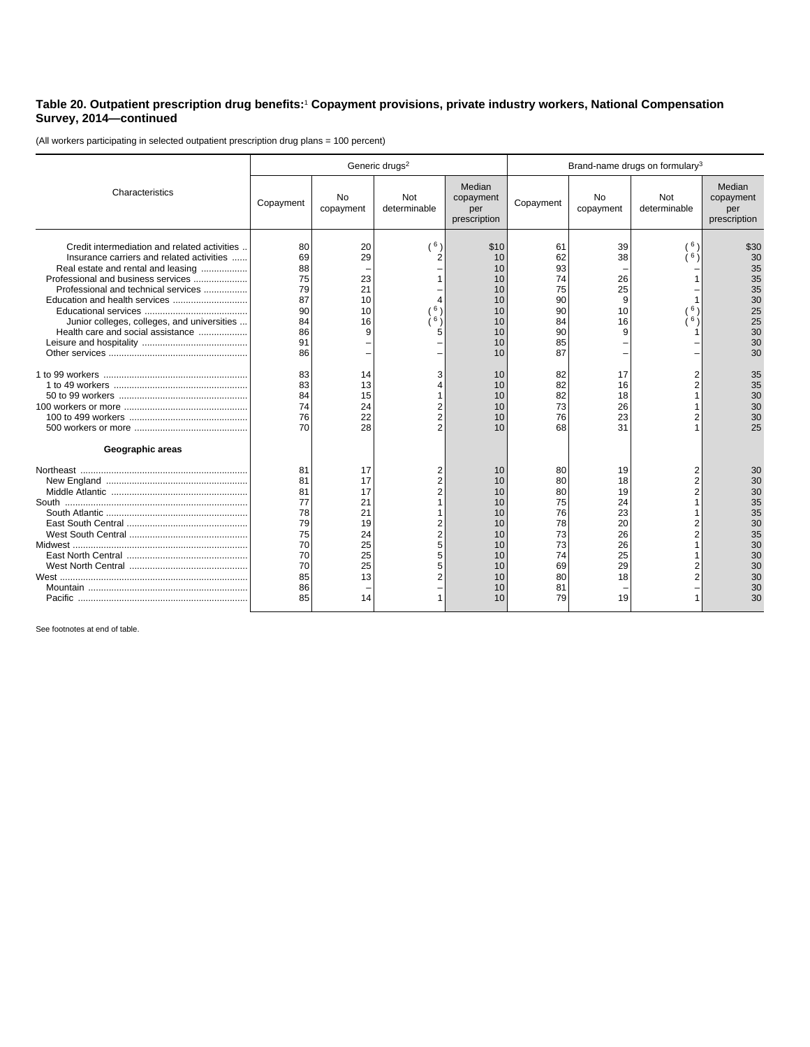**Table 20. Outpatient prescription drug benefits:**[1] **Copayment provisions, private industry workers, National Compensation Survey, 2014—continued**

(All workers participating in selected outpatient prescription drug plans = 100 percent)

| Characteristics | Generic drugs[2] | | | | Brand-name drugs on formulary[3] | | | |
|---|---|---|---|---|---|---|---|---|
| | Copayment | No copayment | Not determinable | Median copayment per prescription | Copayment | No copayment | Not determinable | Median copayment per prescription |
| Credit intermediation and related activities | 80 | 20 | (6) | $10 | 61 | 39 | (6) | $30 |
| Insurance carriers and related activities | 69 | 29 | 2 | 10 | 62 | 38 | (6) | 30 |
| Real estate and rental and leasing | 88 | – | – | 10 | 93 | – | – | 35 |
| Professional and business services | 75 | 23 | 1 | 10 | 74 | 26 | 1 | 35 |
| Professional and technical services | 79 | 21 | – | 10 | 75 | 25 | – | 35 |
| Education and health services | 87 | 10 | 4 | 10 | 90 | 9 | 1 | 30 |
| Educational services | 90 | 10 | (6) | 10 | 90 | 10 | (6) | 25 |
| Junior colleges, colleges, and universities | 84 | 16 | (6) | 10 | 84 | 16 | (6) | 25 |
| Health care and social assistance | 86 | 9 | 5 | 10 | 90 | 9 | 1 | 30 |
| Leisure and hospitality | 91 | – | – | 10 | 85 | – | – | 30 |
| Other services | 86 | – | – | 10 | 87 | – | – | 30 |
| 1 to 99 workers | 83 | 14 | 3 | 10 | 82 | 17 | 2 | 35 |
| 1 to 49 workers | 83 | 13 | 4 | 10 | 82 | 16 | 2 | 35 |
| 50 to 99 workers | 84 | 15 | 1 | 10 | 82 | 18 | 1 | 30 |
| 100 workers or more | 74 | 24 | 2 | 10 | 73 | 26 | 1 | 30 |
| 100 to 499 workers | 76 | 22 | 2 | 10 | 76 | 23 | 2 | 30 |
| 500 workers or more | 70 | 28 | 2 | 10 | 68 | 31 | 1 | 25 |
| **Geographic areas** | | | | | | | | |
| Northeast | 81 | 17 | 2 | 10 | 80 | 19 | 2 | 30 |
| New England | 81 | 17 | 2 | 10 | 80 | 18 | 2 | 30 |
| Middle Atlantic | 81 | 17 | 2 | 10 | 80 | 19 | 2 | 30 |
| South | 77 | 21 | 1 | 10 | 75 | 24 | 1 | 35 |
| South Atlantic | 78 | 21 | 1 | 10 | 76 | 23 | 1 | 35 |
| East South Central | 79 | 19 | 2 | 10 | 78 | 20 | 2 | 30 |
| West South Central | 75 | 24 | 2 | 10 | 73 | 26 | 2 | 35 |
| Midwest | 70 | 25 | 5 | 10 | 73 | 26 | 1 | 30 |
| East North Central | 70 | 25 | 5 | 10 | 74 | 25 | 1 | 30 |
| West North Central | 70 | 25 | 5 | 10 | 69 | 29 | 2 | 30 |
| West | 85 | 13 | 2 | 10 | 80 | 18 | 2 | 30 |
| Mountain | 86 | – | – | 10 | 81 | – | – | 30 |
| Pacific | 85 | 14 | 1 | 10 | 79 | 19 | 1 | 30 |

See footnotes at end of table.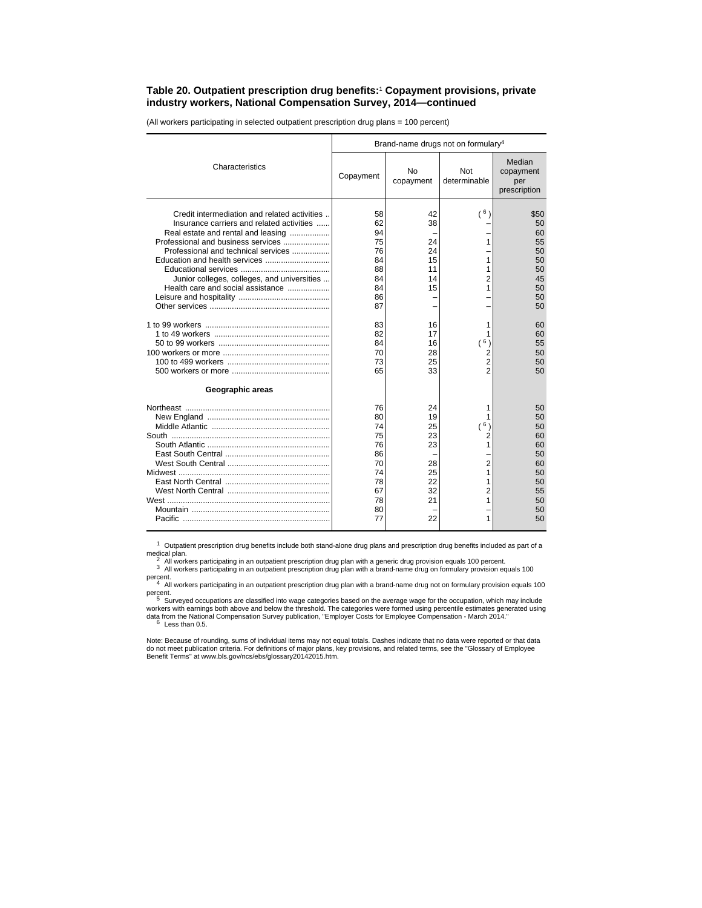### Table 20. Outpatient prescription drug benefits:[1] Copayment provisions, private industry workers, National Compensation Survey, 2014—continued

(All workers participating in selected outpatient prescription drug plans = 100 percent)

| Characteristics | Brand-name drugs not on formulary[4] | | | |
|---|---|---|---|---|
| | Copayment | No copayment | Not determinable | Median copayment per prescription |
| Credit intermediation and related activities | 58 | 42 | ([6]) | $50 |
| Insurance carriers and related activities | 62 | 38 | – | 50 |
| Real estate and rental and leasing | 94 | – | – | 60 |
| Professional and business services | 75 | 24 | 1 | 55 |
| Professional and technical services | 76 | 24 | – | 50 |
| Education and health services | 84 | 15 | 1 | 50 |
| Educational services | 88 | 11 | 1 | 50 |
| Junior colleges, colleges, and universities | 84 | 14 | 2 | 45 |
| Health care and social assistance | 84 | 15 | 1 | 50 |
| Leisure and hospitality | 86 | – | – | 50 |
| Other services | 87 | – | – | 50 |
| 1 to 99 workers | 83 | 16 | 1 | 60 |
| 1 to 49 workers | 82 | 17 | 1 | 60 |
| 50 to 99 workers | 84 | 16 | ([6]) | 55 |
| 100 workers or more | 70 | 28 | 2 | 50 |
| 100 to 499 workers | 73 | 25 | 2 | 50 |
| 500 workers or more | 65 | 33 | 2 | 50 |
| **Geographic areas** | | | | |
| Northeast | 76 | 24 | 1 | 50 |
| New England | 80 | 19 | 1 | 50 |
| Middle Atlantic | 74 | 25 | ([6]) | 50 |
| South | 75 | 23 | 2 | 60 |
| South Atlantic | 76 | 23 | 1 | 60 |
| East South Central | 86 | – | – | 50 |
| West South Central | 70 | 28 | 2 | 60 |
| Midwest | 74 | 25 | 1 | 50 |
| East North Central | 78 | 22 | 1 | 50 |
| West North Central | 67 | 32 | 2 | 55 |
| West | 78 | 21 | 1 | 50 |
| Mountain | 80 | – | – | 50 |
| Pacific | 77 | 22 | 1 | 50 |

[1] Outpatient prescription drug benefits include both stand-alone drug plans and prescription drug benefits included as part of a medical plan.
[2] All workers participating in an outpatient prescription drug plan with a generic drug provision equals 100 percent.
[3] All workers participating in an outpatient prescription drug plan with a brand-name drug on formulary provision equals 100 percent.
[4] All workers participating in an outpatient prescription drug plan with a brand-name drug not on formulary provision equals 100 percent.
[5] Surveyed occupations are classified into wage categories based on the average wage for the occupation, which may include workers with earnings both above and below the threshold. The categories were formed using percentile estimates generated using data from the National Compensation Survey publication, "Employer Costs for Employee Compensation - March 2014."
[6] Less than 0.5.

Note: Because of rounding, sums of individual items may not equal totals. Dashes indicate that no data were reported or that data do not meet publication criteria. For definitions of major plans, key provisions, and related terms, see the "Glossary of Employee Benefit Terms" at www.bls.gov/ncs/ebs/glossary20142015.htm.